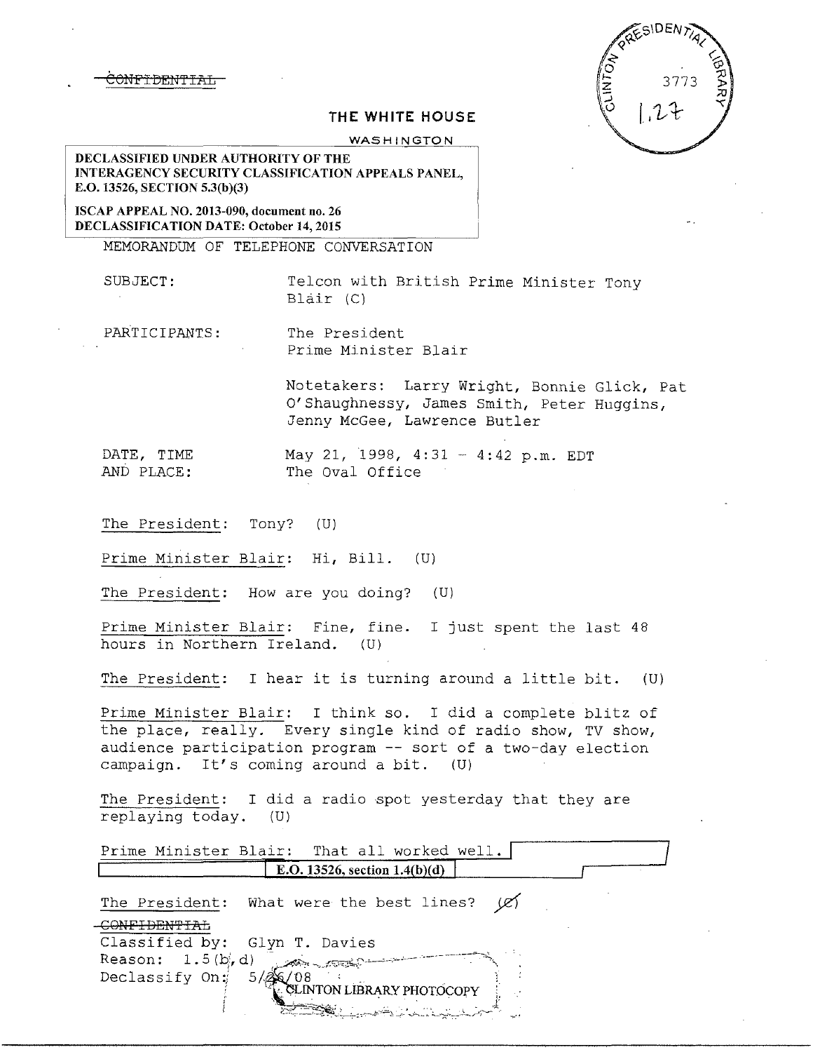~~CONFIDENTIAL~~

PRESIDENTIAL LIBRARY CLINTON 3773 1.27

**THE WHITE HOUSE**

WASHINGTON

**DECLASSIFIED UNDER AUTHORITY OF THE INTERAGENCY SECURITY CLASSIFICATION APPEALS PANEL, E.O. 13526, SECTION 5.3(b)(3)**

**ISCAP APPEAL NO. 2013-090, document no. 26**
**DECLASSIFICATION DATE: October 14, 2015**

MEMORANDUM OF TELEPHONE CONVERSATION

SUBJECT: Telcon with British Prime Minister Tony Blair (C)

PARTICIPANTS: The President
Prime Minister Blair

Notetakers: Larry Wright, Bonnie Glick, Pat O'Shaughnessy, James Smith, Peter Huggins, Jenny McGee, Lawrence Butler

DATE, TIME AND PLACE: May 21, 1998, 4:31 - 4:42 p.m. EDT
The Oval Office

The President: Tony? (U)

Prime Minister Blair: Hi, Bill. (U)

The President: How are you doing? (U)

Prime Minister Blair: Fine, fine. I just spent the last 48 hours in Northern Ireland. (U)

The President: I hear it is turning around a little bit. (U)

Prime Minister Blair: I think so. I did a complete blitz of the place, really. Every single kind of radio show, TV show, audience participation program -- sort of a two-day election campaign. It's coming around a bit. (U)

The President: I did a radio spot yesterday that they are replaying today. (U)

Prime Minister Blair: That all worked well. [REDACTED]
**E.O. 13526, section 1.4(b)(d)**

The President: What were the best lines? (~~C~~)

~~CONFIDENTIAL~~
Classified by: Glyn T. Davies
Reason: 1.5(b, d)
Declassify On: 5/26/08

CLINTON LIBRARY PHOTOCOPY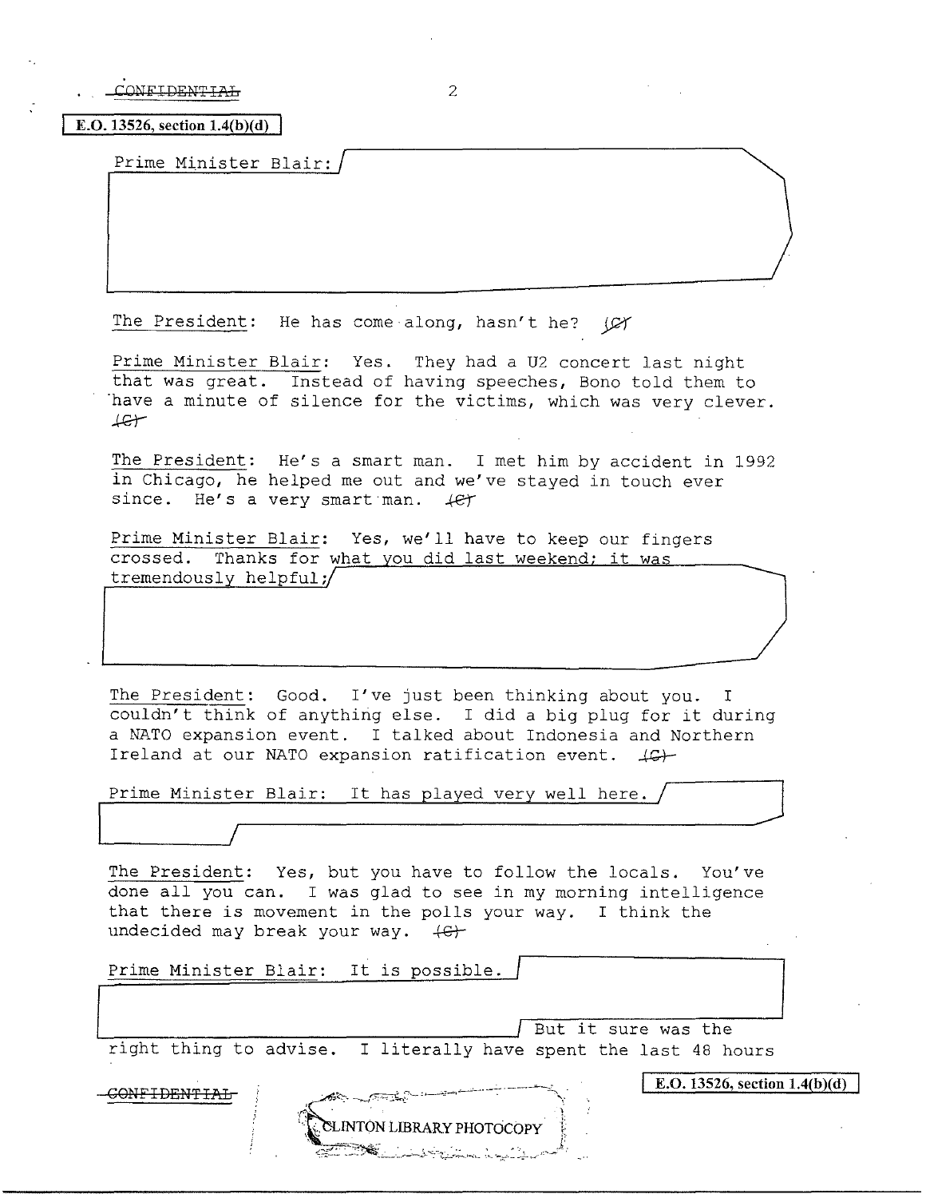CONFIDENTIAL

E.O. 13526, section 1.4(b)(d)

Prime Minister Blair: [redacted]

The President: He has come along, hasn't he? (C)

Prime Minister Blair: Yes. They had a U2 concert last night that was great. Instead of having speeches, Bono told them to have a minute of silence for the victims, which was very clever. (C)

The President: He's a smart man. I met him by accident in 1992 in Chicago, he helped me out and we've stayed in touch ever since. He's a very smart man. (C)

Prime Minister Blair: Yes, we'll have to keep our fingers crossed. Thanks for what you did last weekend; it was tremendously helpful; [redacted]

The President: Good. I've just been thinking about you. I couldn't think of anything else. I did a big plug for it during a NATO expansion event. I talked about Indonesia and Northern Ireland at our NATO expansion ratification event. (C)

Prime Minister Blair: It has played very well here. [redacted]

The President: Yes, but you have to follow the locals. You've done all you can. I was glad to see in my morning intelligence that there is movement in the polls your way. I think the undecided may break your way. (C)

Prime Minister Blair: It is possible. [redacted] But it sure was the right thing to advise. I literally have spent the last 48 hours

CONFIDENTIAL

E.O. 13526, section 1.4(b)(d)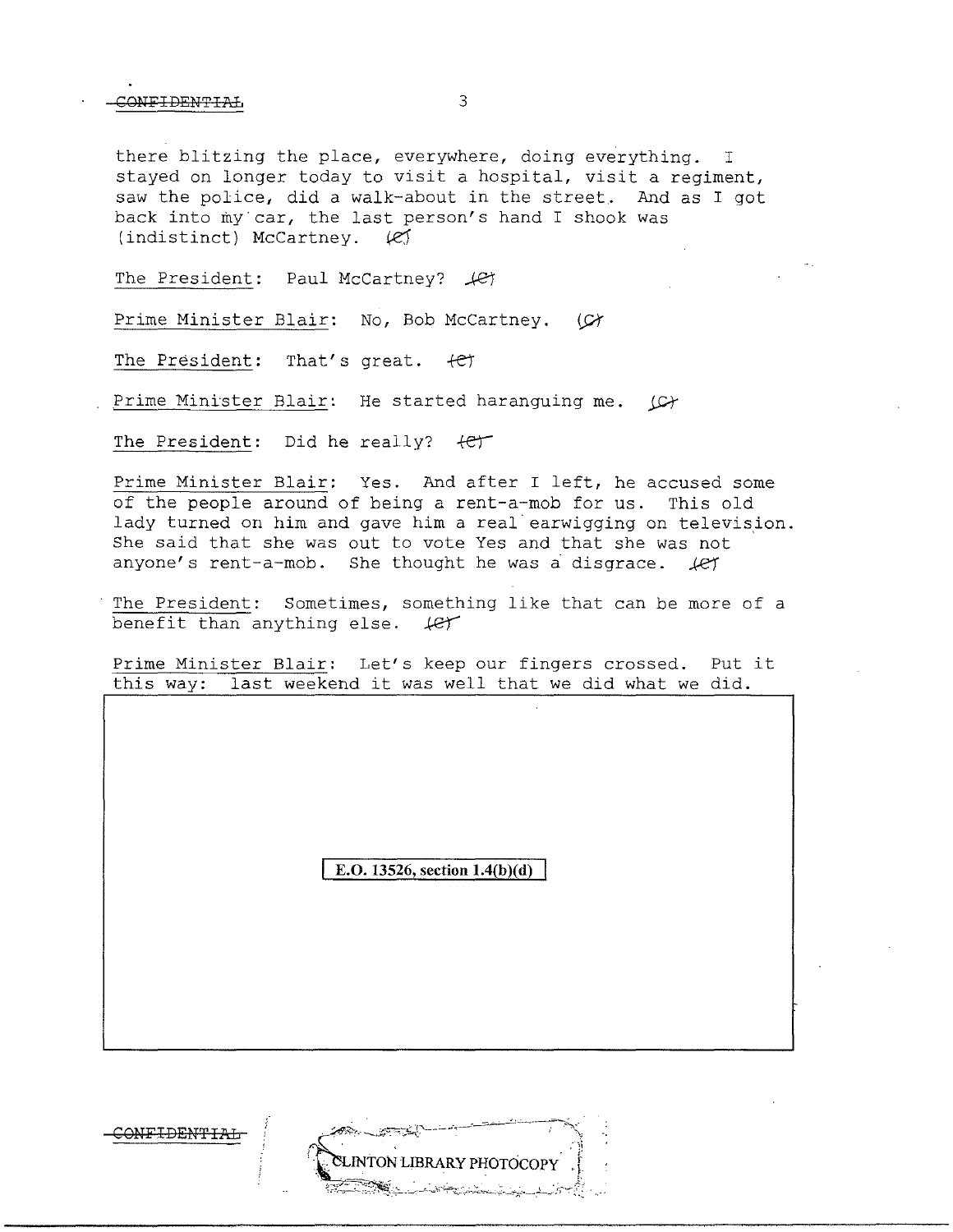there blitzing the place, everywhere, doing everything. I stayed on longer today to visit a hospital, visit a regiment, saw the police, did a walk-about in the street. And as I got back into my car, the last person's hand I shook was (indistinct) McCartney. (C)

The President: Paul McCartney? (C)

Prime Minister Blair: No, Bob McCartney. (C)

The President: That's great. (C)

Prime Minister Blair: He started haranguing me. (C)

The President: Did he really? (C)

Prime Minister Blair: Yes. And after I left, he accused some of the people around of being a rent-a-mob for us. This old lady turned on him and gave him a real earwigging on television. She said that she was out to vote Yes and that she was not anyone's rent-a-mob. She thought he was a disgrace. (C)

The President: Sometimes, something like that can be more of a benefit than anything else. (C)

Prime Minister Blair: Let's keep our fingers crossed. Put it this way: last weekend it was well that we did what we did.

E.O. 13526, section 1.4(b)(d)

CONFIDENTIAL

CLINTON LIBRARY PHOTOCOPY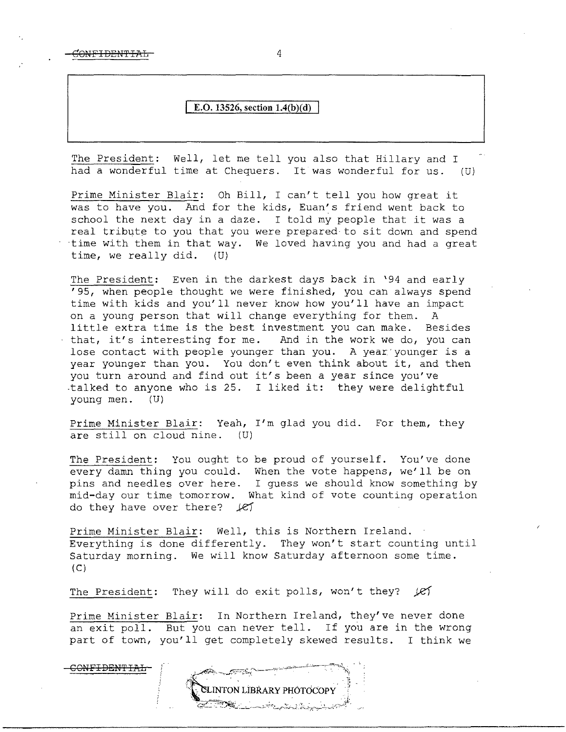CONFIDENTIAL

E.O. 13526, section 1.4(b)(d)

The President: Well, let me tell you also that Hillary and I had a wonderful time at Chequers. It was wonderful for us. (U)

Prime Minister Blair: Oh Bill, I can't tell you how great it was to have you. And for the kids, Euan's friend went back to school the next day in a daze. I told my people that it was a real tribute to you that you were prepared to sit down and spend time with them in that way. We loved having you and had a great time, we really did. (U)

The President: Even in the darkest days back in '94 and early '95, when people thought we were finished, you can always spend time with kids and you'll never know how you'll have an impact on a young person that will change everything for them. A little extra time is the best investment you can make. Besides that, it's interesting for me. And in the work we do, you can lose contact with people younger than you. A year younger is a year younger than you. You don't even think about it, and then you turn around and find out it's been a year since you've talked to anyone who is 25. I liked it: they were delightful young men. (U)

Prime Minister Blair: Yeah, I'm glad you did. For them, they are still on cloud nine. (U)

The President: You ought to be proud of yourself. You've done every damn thing you could. When the vote happens, we'll be on pins and needles over here. I guess we should know something by mid-day our time tomorrow. What kind of vote counting operation do they have over there? (C)

Prime Minister Blair: Well, this is Northern Ireland. Everything is done differently. They won't start counting until Saturday morning. We will know Saturday afternoon some time. (C)

The President: They will do exit polls, won't they? (C)

Prime Minister Blair: In Northern Ireland, they've never done an exit poll. But you can never tell. If you are in the wrong part of town, you'll get completely skewed results. I think we

CONFIDENTIAL

CLINTON LIBRARY PHOTOCOPY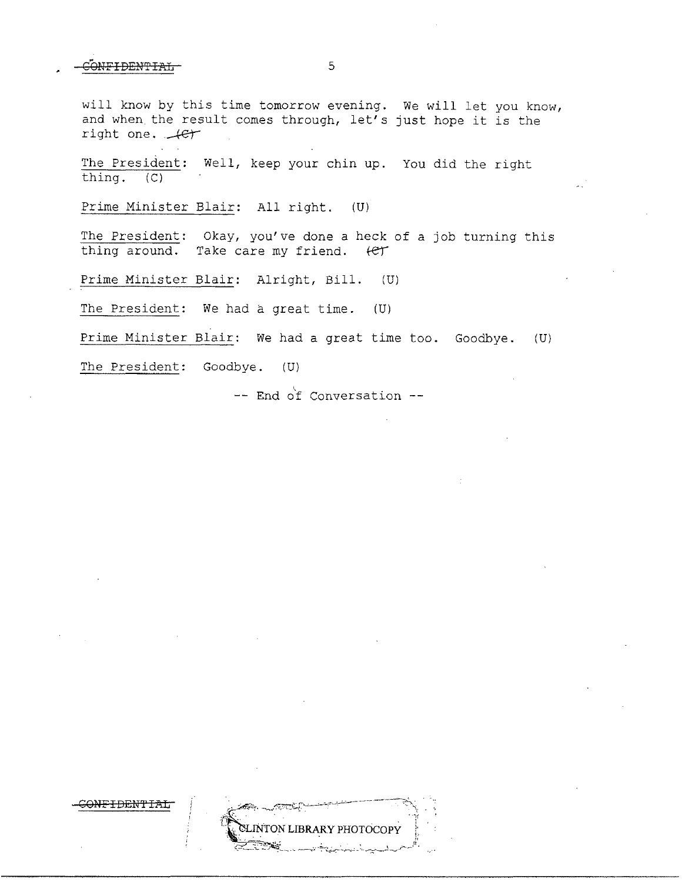will know by this time tomorrow evening. We will let you know, and when the result comes through, let's just hope it is the right one. (C)

The President: Well, keep your chin up. You did the right thing. (C)

Prime Minister Blair: All right. (U)

The President: Okay, you've done a heck of a job turning this thing around. Take care my friend. (C)

Prime Minister Blair: Alright, Bill. (U)

The President: We had a great time. (U)

Prime Minister Blair: We had a great time too. Goodbye. (U)

The President: Goodbye. (U)

-- End of Conversation --